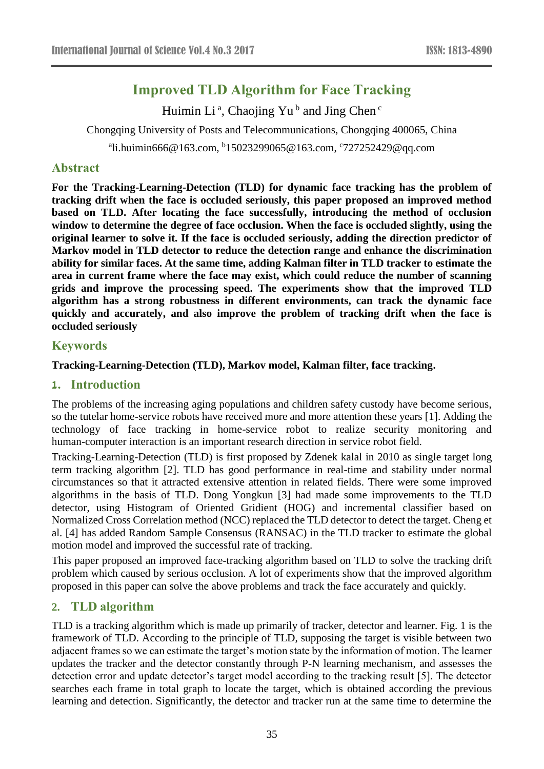# Improved TLD Algorithm for Face Tracking

Huimin Li [a], Chaojing Yu [b] and Jing Chen [c]

Chongqing University of Posts and Telecommunications, Chongqing 400065, China

[a]li.huimin666@163.com, [b]15023299065@163.com, [c]727252429@qq.com

## Abstract

**For the Tracking-Learning-Detection (TLD) for dynamic face tracking has the problem of tracking drift when the face is occluded seriously, this paper proposed an improved method based on TLD. After locating the face successfully, introducing the method of occlusion window to determine the degree of face occlusion. When the face is occluded slightly, using the original learner to solve it. If the face is occluded seriously, adding the direction predictor of Markov model in TLD detector to reduce the detection range and enhance the discrimination ability for similar faces. At the same time, adding Kalman filter in TLD tracker to estimate the area in current frame where the face may exist, which could reduce the number of scanning grids and improve the processing speed. The experiments show that the improved TLD algorithm has a strong robustness in different environments, can track the dynamic face quickly and accurately, and also improve the problem of tracking drift when the face is occluded seriously**

## Keywords

**Tracking-Learning-Detection (TLD), Markov model, Kalman filter, face tracking.**

## 1. Introduction

The problems of the increasing aging populations and children safety custody have become serious, so the tutelar home-service robots have received more and more attention these years [1]. Adding the technology of face tracking in home-service robot to realize security monitoring and human-computer interaction is an important research direction in service robot field.

Tracking-Learning-Detection (TLD) is first proposed by Zdenek kalal in 2010 as single target long term tracking algorithm [2]. TLD has good performance in real-time and stability under normal circumstances so that it attracted extensive attention in related fields. There were some improved algorithms in the basis of TLD. Dong Yongkun [3] had made some improvements to the TLD detector, using Histogram of Oriented Gridient (HOG) and incremental classifier based on Normalized Cross Correlation method (NCC) replaced the TLD detector to detect the target. Cheng et al. [4] has added Random Sample Consensus (RANSAC) in the TLD tracker to estimate the global motion model and improved the successful rate of tracking.

This paper proposed an improved face-tracking algorithm based on TLD to solve the tracking drift problem which caused by serious occlusion. A lot of experiments show that the improved algorithm proposed in this paper can solve the above problems and track the face accurately and quickly.

## 2. TLD algorithm

TLD is a tracking algorithm which is made up primarily of tracker, detector and learner. Fig. 1 is the framework of TLD. According to the principle of TLD, supposing the target is visible between two adjacent frames so we can estimate the target's motion state by the information of motion. The learner updates the tracker and the detector constantly through P-N learning mechanism, and assesses the detection error and update detector's target model according to the tracking result [5]. The detector searches each frame in total graph to locate the target, which is obtained according the previous learning and detection. Significantly, the detector and tracker run at the same time to determine the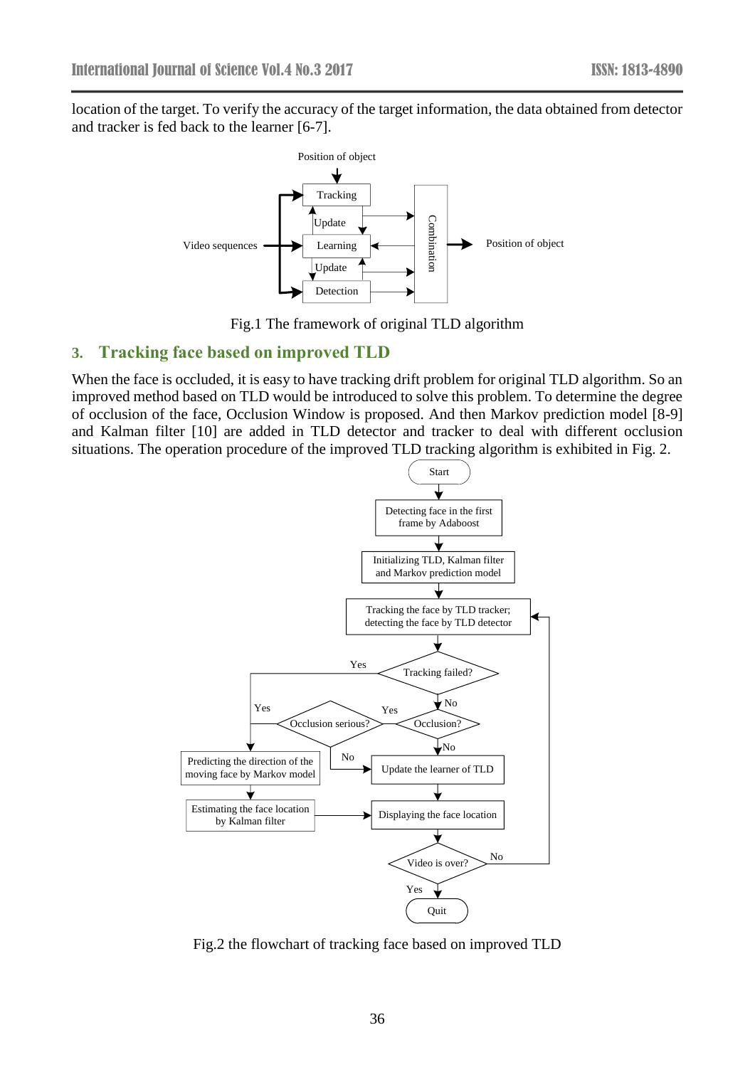location of the target. To verify the accuracy of the target information, the data obtained from detector and tracker is fed back to the learner [6-7].

Fig.1 The framework of original TLD algorithm

## 3. Tracking face based on improved TLD

When the face is occluded, it is easy to have tracking drift problem for original TLD algorithm. So an improved method based on TLD would be introduced to solve this problem. To determine the degree of occlusion of the face, Occlusion Window is proposed. And then Markov prediction model [8-9] and Kalman filter [10] are added in TLD detector and tracker to deal with different occlusion situations. The operation procedure of the improved TLD tracking algorithm is exhibited in Fig. 2.

Fig.2 the flowchart of tracking face based on improved TLD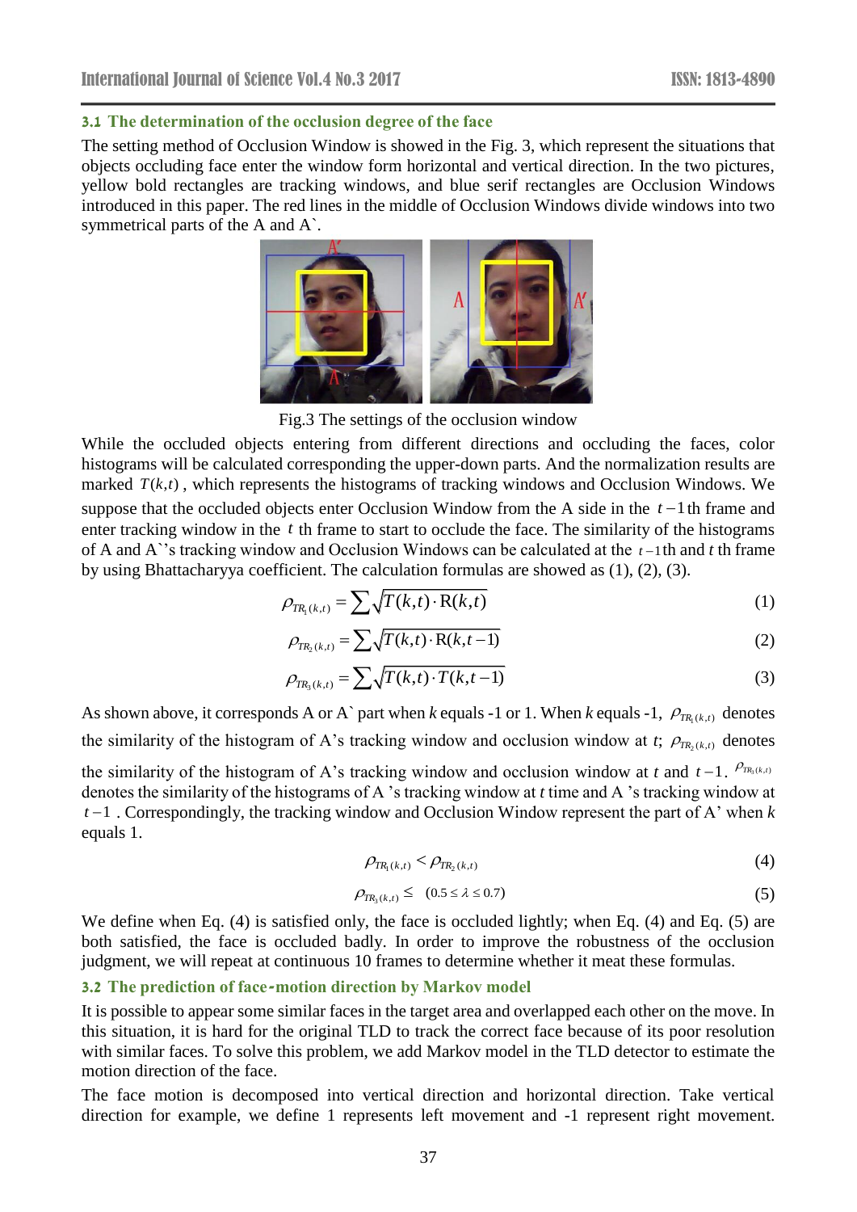### 3.1 The determination of the occlusion degree of the face

The setting method of Occlusion Window is showed in the Fig. 3, which represent the situations that objects occluding face enter the window form horizontal and vertical direction. In the two pictures, yellow bold rectangles are tracking windows, and blue serif rectangles are Occlusion Windows introduced in this paper. The red lines in the middle of Occlusion Windows divide windows into two symmetrical parts of the A and A`.

Fig.3 The settings of the occlusion window

While the occluded objects entering from different directions and occluding the faces, color histograms will be calculated corresponding the upper-down parts. And the normalization results are marked $T(k,t)$, which represents the histograms of tracking windows and Occlusion Windows. We suppose that the occluded objects enter Occlusion Window from the A side in the $t-1$th frame and enter tracking window in the $t$ th frame to start to occlude the face. The similarity of the histograms of A and A``s tracking window and Occlusion Windows can be calculated at the $t-1$th and $t$ th frame by using Bhattacharyya coefficient. The calculation formulas are showed as (1), (2), (3).

$$\rho_{TR_1(k,t)} = \sum \sqrt{T(k,t) \cdot \mathrm{R}(k,t)} \tag{1}$$

$$\rho_{TR_2(k,t)} = \sum \sqrt{T(k,t) \cdot \mathrm{R}(k,t-1)} \tag{2}$$

$$\rho_{TR_3(k,t)} = \sum \sqrt{T(k,t) \cdot T(k,t-1)} \tag{3}$$

As shown above, it corresponds A or A` part when $k$ equals -1 or 1. When $k$ equals -1, $\rho_{TR_1(k,t)}$ denotes the similarity of the histogram of A's tracking window and occlusion window at $t$; $\rho_{TR_2(k,t)}$ denotes the similarity of the histogram of A's tracking window and occlusion window at $t$ and $t-1$. $\rho_{TR_3(k,t)}$ denotes the similarity of the histograms of A 's tracking window at $t$ time and A 's tracking window at $t-1$ . Correspondingly, the tracking window and Occlusion Window represent the part of A' when $k$ equals 1.

$$\rho_{TR_1(k,t)} < \rho_{TR_2(k,t)} \tag{4}$$

$$\rho_{TR_3(k,t)} \leq \quad (0.5 \leq \lambda \leq 0.7) \tag{5}$$

We define when Eq. (4) is satisfied only, the face is occluded lightly; when Eq. (4) and Eq. (5) are both satisfied, the face is occluded badly. In order to improve the robustness of the occlusion judgment, we will repeat at continuous 10 frames to determine whether it meat these formulas.

### 3.2 The prediction of face-motion direction by Markov model

It is possible to appear some similar faces in the target area and overlapped each other on the move. In this situation, it is hard for the original TLD to track the correct face because of its poor resolution with similar faces. To solve this problem, we add Markov model in the TLD detector to estimate the motion direction of the face.

The face motion is decomposed into vertical direction and horizontal direction. Take vertical direction for example, we define 1 represents left movement and -1 represent right movement.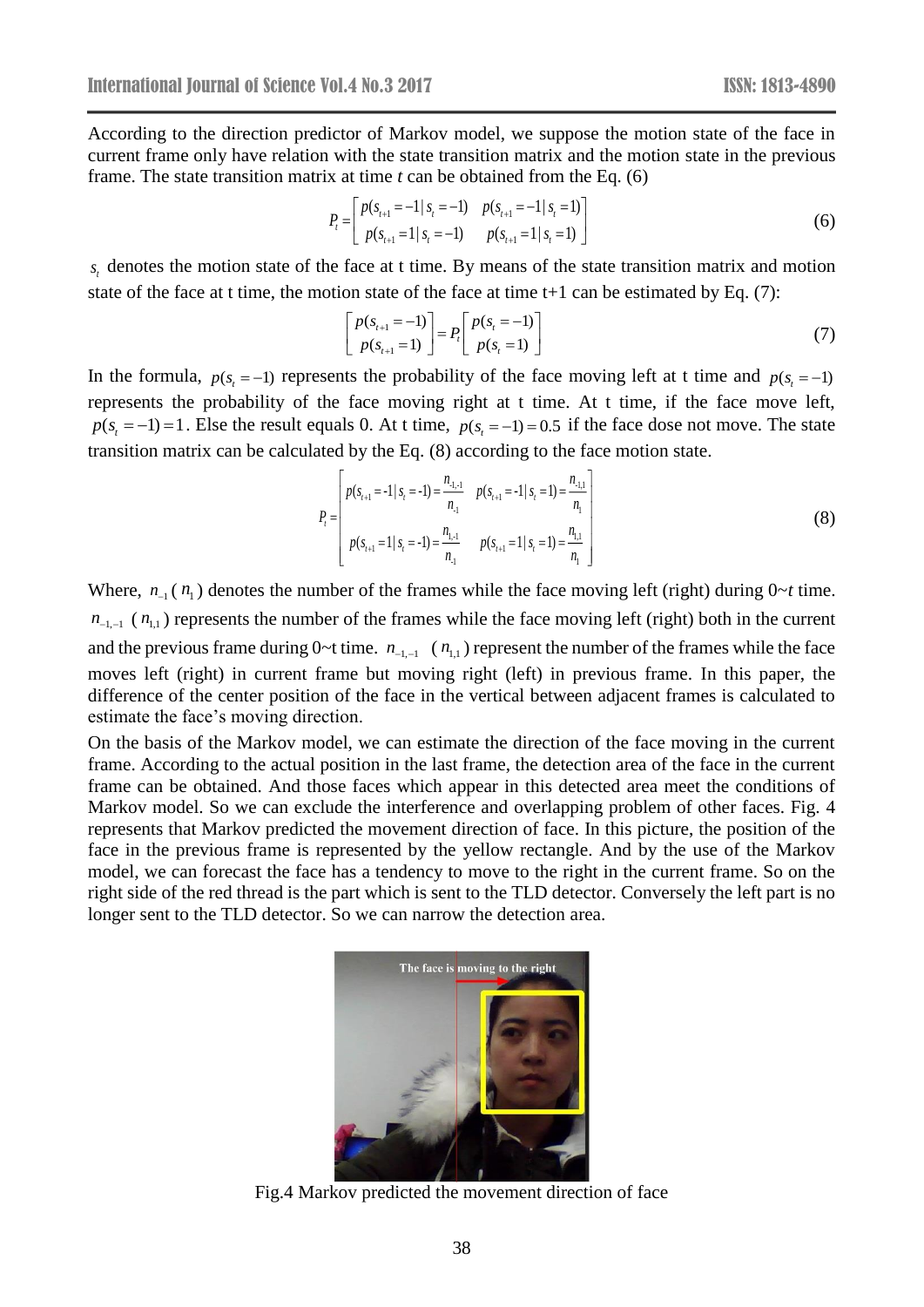According to the direction predictor of Markov model, we suppose the motion state of the face in current frame only have relation with the state transition matrix and the motion state in the previous frame. The state transition matrix at time *t* can be obtained from the Eq. (6)

$$P_t = \begin{bmatrix} p(s_{t+1}=-1 \mid s_t=-1) & p(s_{t+1}=-1 \mid s_t=1) \\ p(s_{t+1}=1 \mid s_t=-1) & p(s_{t+1}=1 \mid s_t=1) \end{bmatrix} \tag{6}$$

$s_t$ denotes the motion state of the face at t time. By means of the state transition matrix and motion state of the face at t time, the motion state of the face at time t+1 can be estimated by Eq. (7):

$$\begin{bmatrix} p(s_{t+1}=-1) \\ p(s_{t+1}=1) \end{bmatrix} = P_t \begin{bmatrix} p(s_t=-1) \\ p(s_t=1) \end{bmatrix} \tag{7}$$

In the formula, $p(s_t=-1)$ represents the probability of the face moving left at t time and $p(s_t=-1)$ represents the probability of the face moving right at t time. At t time, if the face move left, $p(s_t=-1)=1$. Else the result equals 0. At t time, $p(s_t=-1)=0.5$ if the face dose not move. The state transition matrix can be calculated by the Eq. (8) according to the face motion state.

$$P_t = \begin{bmatrix} p(s_{t+1}=-1 \mid s_t=-1) = \dfrac{n_{-1,-1}}{n_{-1}} & p(s_{t+1}=-1 \mid s_t=1) = \dfrac{n_{-1,1}}{n_1} \\ p(s_{t+1}=1 \mid s_t=-1) = \dfrac{n_{1,-1}}{n_{-1}} & p(s_{t+1}=1 \mid s_t=1) = \dfrac{n_{1,1}}{n_1} \end{bmatrix} \tag{8}$$

Where, $n_{-1}$ ( $n_1$ ) denotes the number of the frames while the face moving left (right) during 0~*t* time. $n_{-1,-1}$ ( $n_{1,1}$ ) represents the number of the frames while the face moving left (right) both in the current and the previous frame during 0~t time. $n_{-1,-1}$ ( $n_{1,1}$ ) represent the number of the frames while the face moves left (right) in current frame but moving right (left) in previous frame. In this paper, the difference of the center position of the face in the vertical between adjacent frames is calculated to estimate the face's moving direction.

On the basis of the Markov model, we can estimate the direction of the face moving in the current frame. According to the actual position in the last frame, the detection area of the face in the current frame can be obtained. And those faces which appear in this detected area meet the conditions of Markov model. So we can exclude the interference and overlapping problem of other faces. Fig. 4 represents that Markov predicted the movement direction of face. In this picture, the position of the face in the previous frame is represented by the yellow rectangle. And by the use of the Markov model, we can forecast the face has a tendency to move to the right in the current frame. So on the right side of the red thread is the part which is sent to the TLD detector. Conversely the left part is no longer sent to the TLD detector. So we can narrow the detection area.

Fig.4 Markov predicted the movement direction of face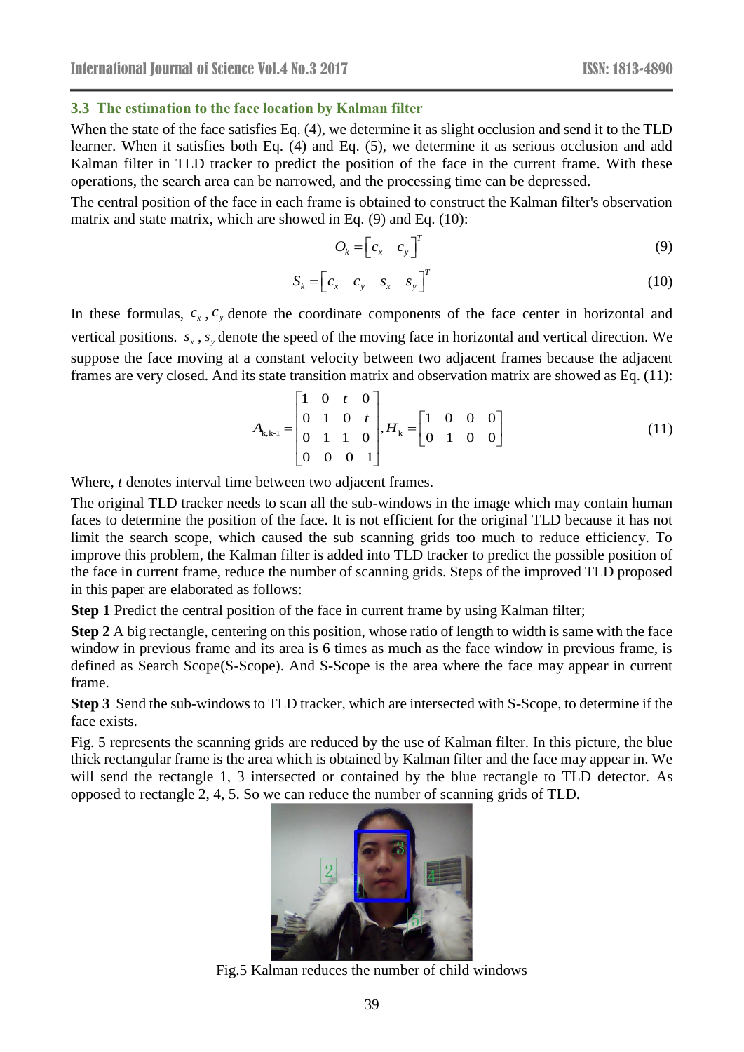### 3.3 The estimation to the face location by Kalman filter

When the state of the face satisfies Eq. (4), we determine it as slight occlusion and send it to the TLD learner. When it satisfies both Eq. (4) and Eq. (5), we determine it as serious occlusion and add Kalman filter in TLD tracker to predict the position of the face in the current frame. With these operations, the search area can be narrowed, and the processing time can be depressed.

The central position of the face in each frame is obtained to construct the Kalman filter's observation matrix and state matrix, which are showed in Eq. (9) and Eq. (10):

$$O_k = \begin{bmatrix} c_x & c_y \end{bmatrix}^T \tag{9}$$

$$S_k = \begin{bmatrix} c_x & c_y & s_x & s_y \end{bmatrix}^T \tag{10}$$

In these formulas, $c_x$, $c_y$ denote the coordinate components of the face center in horizontal and vertical positions. $s_x$, $s_y$ denote the speed of the moving face in horizontal and vertical direction. We suppose the face moving at a constant velocity between two adjacent frames because the adjacent frames are very closed. And its state transition matrix and observation matrix are showed as Eq. (11):

$$A_{k,k\text{-}1} = \begin{bmatrix} 1 & 0 & t & 0 \\ 0 & 1 & 0 & t \\ 0 & 1 & 1 & 0 \\ 0 & 0 & 0 & 1 \end{bmatrix}, H_k = \begin{bmatrix} 1 & 0 & 0 & 0 \\ 0 & 1 & 0 & 0 \end{bmatrix} \tag{11}$$

Where, $t$ denotes interval time between two adjacent frames.

The original TLD tracker needs to scan all the sub-windows in the image which may contain human faces to determine the position of the face. It is not efficient for the original TLD because it has not limit the search scope, which caused the sub scanning grids too much to reduce efficiency. To improve this problem, the Kalman filter is added into TLD tracker to predict the possible position of the face in current frame, reduce the number of scanning grids. Steps of the improved TLD proposed in this paper are elaborated as follows:

**Step 1** Predict the central position of the face in current frame by using Kalman filter;

**Step 2** A big rectangle, centering on this position, whose ratio of length to width is same with the face window in previous frame and its area is 6 times as much as the face window in previous frame, is defined as Search Scope(S-Scope). And S-Scope is the area where the face may appear in current frame.

**Step 3** Send the sub-windows to TLD tracker, which are intersected with S-Scope, to determine if the face exists.

Fig. 5 represents the scanning grids are reduced by the use of Kalman filter. In this picture, the blue thick rectangular frame is the area which is obtained by Kalman filter and the face may appear in. We will send the rectangle 1, 3 intersected or contained by the blue rectangle to TLD detector. As opposed to rectangle 2, 4, 5. So we can reduce the number of scanning grids of TLD.

Fig.5 Kalman reduces the number of child windows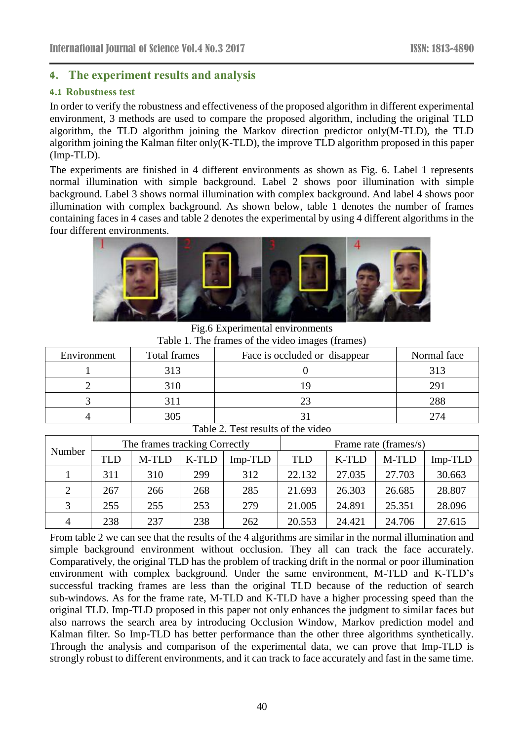## 4. The experiment results and analysis

### 4.1 Robustness test

In order to verify the robustness and effectiveness of the proposed algorithm in different experimental environment, 3 methods are used to compare the proposed algorithm, including the original TLD algorithm, the TLD algorithm joining the Markov direction predictor only(M-TLD), the TLD algorithm joining the Kalman filter only(K-TLD), the improve TLD algorithm proposed in this paper (Imp-TLD).

The experiments are finished in 4 different environments as shown as Fig. 6. Label 1 represents normal illumination with simple background. Label 2 shows poor illumination with simple background. Label 3 shows normal illumination with complex background. And label 4 shows poor illumination with complex background. As shown below, table 1 denotes the number of frames containing faces in 4 cases and table 2 denotes the experimental by using 4 different algorithms in the four different environments.

Fig.6 Experimental environments

Table 1. The frames of the video images (frames)

| Environment | Total frames | Face is occluded or disappear | Normal face |
|---|---|---|---|
| 1 | 313 | 0 | 313 |
| 2 | 310 | 19 | 291 |
| 3 | 311 | 23 | 288 |
| 4 | 305 | 31 | 274 |

Table 2. Test results of the video

| Number | The frames tracking Correctly | | | | Frame rate (frames/s) | | | |
|---|---|---|---|---|---|---|---|---|
| | TLD | M-TLD | K-TLD | Imp-TLD | TLD | K-TLD | M-TLD | Imp-TLD |
| 1 | 311 | 310 | 299 | 312 | 22.132 | 27.035 | 27.703 | 30.663 |
| 2 | 267 | 266 | 268 | 285 | 21.693 | 26.303 | 26.685 | 28.807 |
| 3 | 255 | 255 | 253 | 279 | 21.005 | 24.891 | 25.351 | 28.096 |
| 4 | 238 | 237 | 238 | 262 | 20.553 | 24.421 | 24.706 | 27.615 |

From table 2 we can see that the results of the 4 algorithms are similar in the normal illumination and simple background environment without occlusion. They all can track the face accurately. Comparatively, the original TLD has the problem of tracking drift in the normal or poor illumination environment with complex background. Under the same environment, M-TLD and K-TLD's successful tracking frames are less than the original TLD because of the reduction of search sub-windows. As for the frame rate, M-TLD and K-TLD have a higher processing speed than the original TLD. Imp-TLD proposed in this paper not only enhances the judgment to similar faces but also narrows the search area by introducing Occlusion Window, Markov prediction model and Kalman filter. So Imp-TLD has better performance than the other three algorithms synthetically. Through the analysis and comparison of the experimental data, we can prove that Imp-TLD is strongly robust to different environments, and it can track to face accurately and fast in the same time.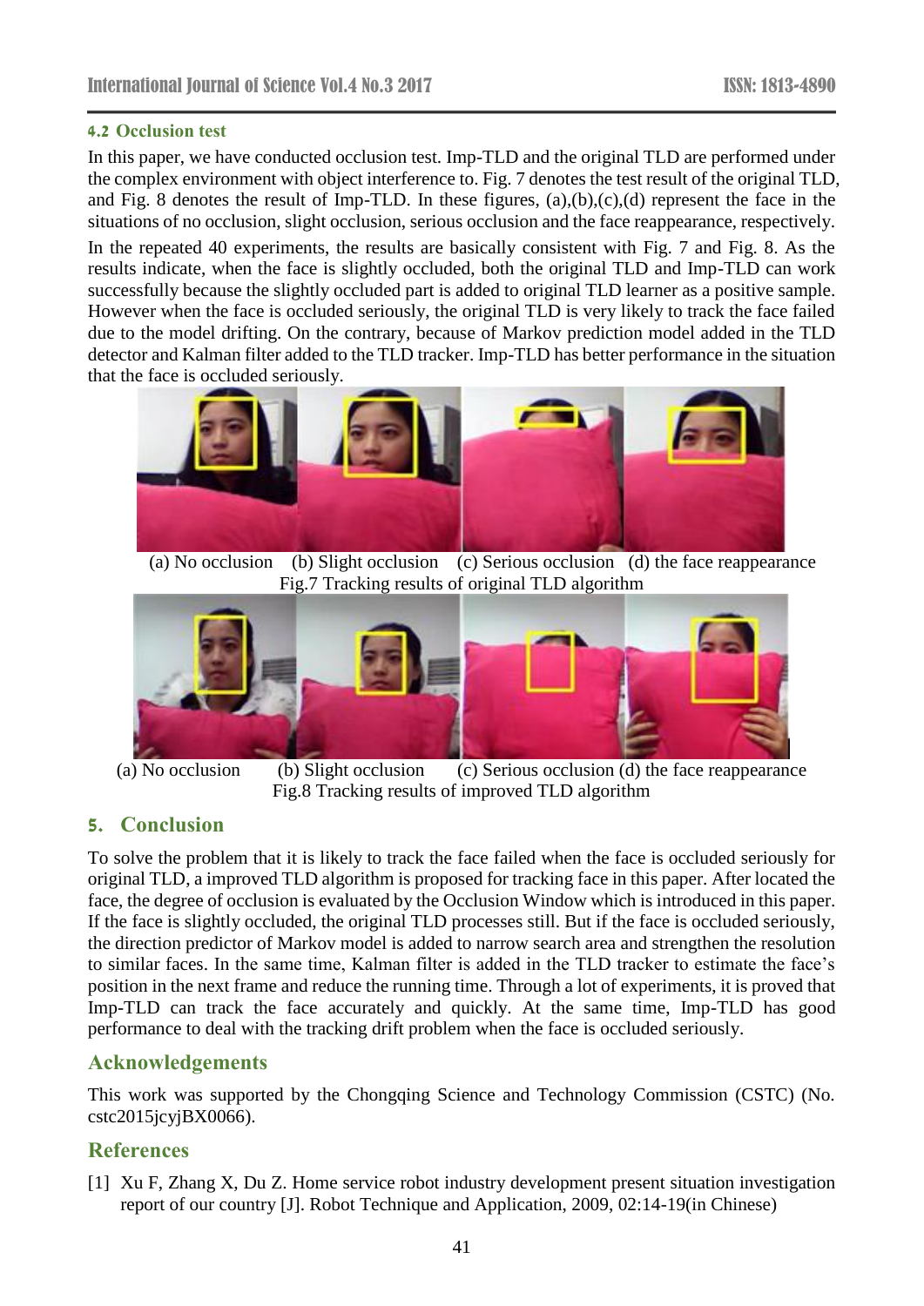### 4.2 Occlusion test

In this paper, we have conducted occlusion test. Imp-TLD and the original TLD are performed under the complex environment with object interference to. Fig. 7 denotes the test result of the original TLD, and Fig. 8 denotes the result of Imp-TLD. In these figures, (a),(b),(c),(d) represent the face in the situations of no occlusion, slight occlusion, serious occlusion and the face reappearance, respectively.

In the repeated 40 experiments, the results are basically consistent with Fig. 7 and Fig. 8. As the results indicate, when the face is slightly occluded, both the original TLD and Imp-TLD can work successfully because the slightly occluded part is added to original TLD learner as a positive sample. However when the face is occluded seriously, the original TLD is very likely to track the face failed due to the model drifting. On the contrary, because of Markov prediction model added in the TLD detector and Kalman filter added to the TLD tracker. Imp-TLD has better performance in the situation that the face is occluded seriously.

(a) No occlusion (b) Slight occlusion (c) Serious occlusion (d) the face reappearance

Fig.7 Tracking results of original TLD algorithm

(a) No occlusion (b) Slight occlusion (c) Serious occlusion (d) the face reappearance

Fig.8 Tracking results of improved TLD algorithm

## 5. Conclusion

To solve the problem that it is likely to track the face failed when the face is occluded seriously for original TLD, a improved TLD algorithm is proposed for tracking face in this paper. After located the face, the degree of occlusion is evaluated by the Occlusion Window which is introduced in this paper. If the face is slightly occluded, the original TLD processes still. But if the face is occluded seriously, the direction predictor of Markov model is added to narrow search area and strengthen the resolution to similar faces. In the same time, Kalman filter is added in the TLD tracker to estimate the face's position in the next frame and reduce the running time. Through a lot of experiments, it is proved that Imp-TLD can track the face accurately and quickly. At the same time, Imp-TLD has good performance to deal with the tracking drift problem when the face is occluded seriously.

## Acknowledgements

This work was supported by the Chongqing Science and Technology Commission (CSTC) (No. cstc2015jcyjBX0066).

## References

[1] Xu F, Zhang X, Du Z. Home service robot industry development present situation investigation report of our country [J]. Robot Technique and Application, 2009, 02:14-19(in Chinese)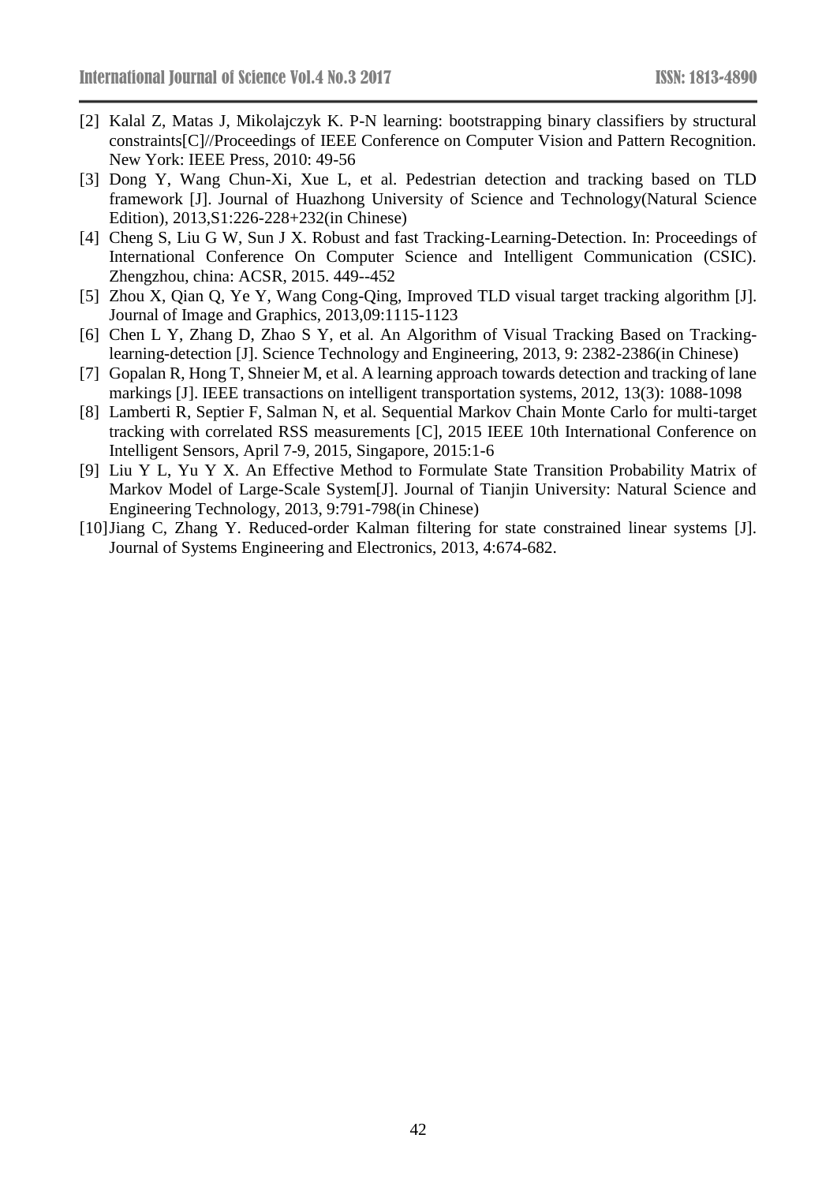[2] Kalal Z, Matas J, Mikolajczyk K. P-N learning: bootstrapping binary classifiers by structural constraints[C]//Proceedings of IEEE Conference on Computer Vision and Pattern Recognition. New York: IEEE Press, 2010: 49-56

[3] Dong Y, Wang Chun-Xi, Xue L, et al. Pedestrian detection and tracking based on TLD framework [J]. Journal of Huazhong University of Science and Technology(Natural Science Edition), 2013,S1:226-228+232(in Chinese)

[4] Cheng S, Liu G W, Sun J X. Robust and fast Tracking-Learning-Detection. In: Proceedings of International Conference On Computer Science and Intelligent Communication (CSIC). Zhengzhou, china: ACSR, 2015. 449--452

[5] Zhou X, Qian Q, Ye Y, Wang Cong-Qing, Improved TLD visual target tracking algorithm [J]. Journal of Image and Graphics, 2013,09:1115-1123

[6] Chen L Y, Zhang D, Zhao S Y, et al. An Algorithm of Visual Tracking Based on Tracking-learning-detection [J]. Science Technology and Engineering, 2013, 9: 2382-2386(in Chinese)

[7] Gopalan R, Hong T, Shneier M, et al. A learning approach towards detection and tracking of lane markings [J]. IEEE transactions on intelligent transportation systems, 2012, 13(3): 1088-1098

[8] Lamberti R, Septier F, Salman N, et al. Sequential Markov Chain Monte Carlo for multi-target tracking with correlated RSS measurements [C], 2015 IEEE 10th International Conference on Intelligent Sensors, April 7-9, 2015, Singapore, 2015:1-6

[9] Liu Y L, Yu Y X. An Effective Method to Formulate State Transition Probability Matrix of Markov Model of Large-Scale System[J]. Journal of Tianjin University: Natural Science and Engineering Technology, 2013, 9:791-798(in Chinese)

[10] Jiang C, Zhang Y. Reduced-order Kalman filtering for state constrained linear systems [J]. Journal of Systems Engineering and Electronics, 2013, 4:674-682.